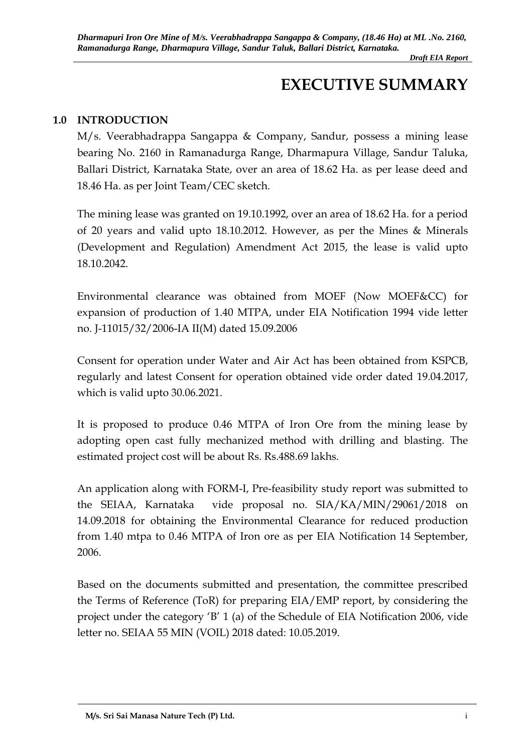# EXECUTIVE SUMMARY

## 1.0 INTRODUCTION

M/s. Veerabhadrappa Sangappa & Company, Sandur, possess a mining lease bearing No. 2160 in Ramanadurga Range, Dharmapura Village, Sandur Taluka, Ballari District, Karnataka State, over an area of 18.62 Ha. as per lease deed and 18.46 Ha. as per Joint Team/CEC sketch.

The mining lease was granted on 19.10.1992, over an area of 18.62 Ha. for a period of 20 years and valid upto 18.10.2012. However, as per the Mines & Minerals (Development and Regulation) Amendment Act 2015, the lease is valid upto 18.10.2042.

Environmental clearance was obtained from MOEF (Now MOEF&CC) for expansion of production of 1.40 MTPA, under EIA Notification 1994 vide letter no. J-11015/32/2006-IA II(M) dated 15.09.2006

Consent for operation under Water and Air Act has been obtained from KSPCB, regularly and latest Consent for operation obtained vide order dated 19.04.2017, which is valid upto 30.06.2021.

It is proposed to produce 0.46 MTPA of Iron Ore from the mining lease by adopting open cast fully mechanized method with drilling and blasting. The estimated project cost will be about Rs. Rs.488.69 lakhs.

An application along with FORM-I, Pre-feasibility study report was submitted to the SEIAA, Karnataka vide proposal no. SIA/KA/MIN/29061/2018 on 14.09.2018 for obtaining the Environmental Clearance for reduced production from 1.40 mtpa to 0.46 MTPA of Iron ore as per EIA Notification 14 September, 2006.

Based on the documents submitted and presentation, the committee prescribed the Terms of Reference (ToR) for preparing EIA/EMP report, by considering the project under the category 'B' 1 (a) of the Schedule of EIA Notification 2006, vide letter no. SEIAA 55 MIN (VOIL) 2018 dated: 10.05.2019.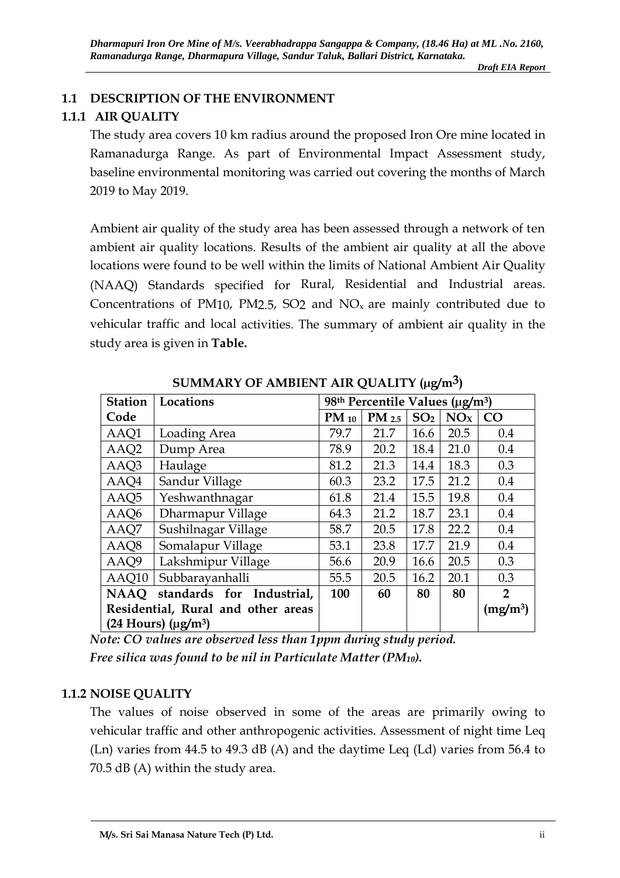## 1.1 DESCRIPTION OF THE ENVIRONMENT

### 1.1.1 AIR QUALITY

The study area covers 10 km radius around the proposed Iron Ore mine located in Ramanadurga Range. As part of Environmental Impact Assessment study, baseline environmental monitoring was carried out covering the months of March 2019 to May 2019.

Ambient air quality of the study area has been assessed through a network of ten ambient air quality locations. Results of the ambient air quality at all the above locations were found to be well within the limits of National Ambient Air Quality (NAAQ) Standards specified for Rural, Residential and Industrial areas. Concentrations of $PM_{10}$, $PM_{2.5}$, $SO_2$ and $NO_x$ are mainly contributed due to vehicular traffic and local activities. The summary of ambient air quality in the study area is given in **Table.**

**SUMMARY OF AMBIENT AIR QUALITY (μg/m$^3$)**

| Station Code | Locations | 98$^{th}$ Percentile Values (μg/m$^3$) | | | | |
|---|---|---|---|---|---|---|
| | | $PM_{10}$ | $PM_{2.5}$ | $SO_2$ | $NO_X$ | CO |
| AAQ1 | Loading Area | 79.7 | 21.7 | 16.6 | 20.5 | 0.4 |
| AAQ2 | Dump Area | 78.9 | 20.2 | 18.4 | 21.0 | 0.4 |
| AAQ3 | Haulage | 81.2 | 21.3 | 14.4 | 18.3 | 0.3 |
| AAQ4 | Sandur Village | 60.3 | 23.2 | 17.5 | 21.2 | 0.4 |
| AAQ5 | Yeshwanthnagar | 61.8 | 21.4 | 15.5 | 19.8 | 0.4 |
| AAQ6 | Dharmapur Village | 64.3 | 21.2 | 18.7 | 23.1 | 0.4 |
| AAQ7 | Sushilnagar Village | 58.7 | 20.5 | 17.8 | 22.2 | 0.4 |
| AAQ8 | Somalapur Village | 53.1 | 23.8 | 17.7 | 21.9 | 0.4 |
| AAQ9 | Lakshmipur Village | 56.6 | 20.9 | 16.6 | 20.5 | 0.3 |
| AAQ10 | Subbarayanhalli | 55.5 | 20.5 | 16.2 | 20.1 | 0.3 |
| **NAAQ standards for Industrial, Residential, Rural and other areas (24 Hours) (μg/m$^3$)** | | **100** | **60** | **80** | **80** | **2 (mg/m$^3$)** |

*Note: CO values are observed less than 1ppm during study period.*
*Free silica was found to be nil in Particulate Matter ($PM_{10}$).*

### 1.1.2 NOISE QUALITY

The values of noise observed in some of the areas are primarily owing to vehicular traffic and other anthropogenic activities. Assessment of night time Leq (Ln) varies from 44.5 to 49.3 dB (A) and the daytime Leq (Ld) varies from 56.4 to 70.5 dB (A) within the study area.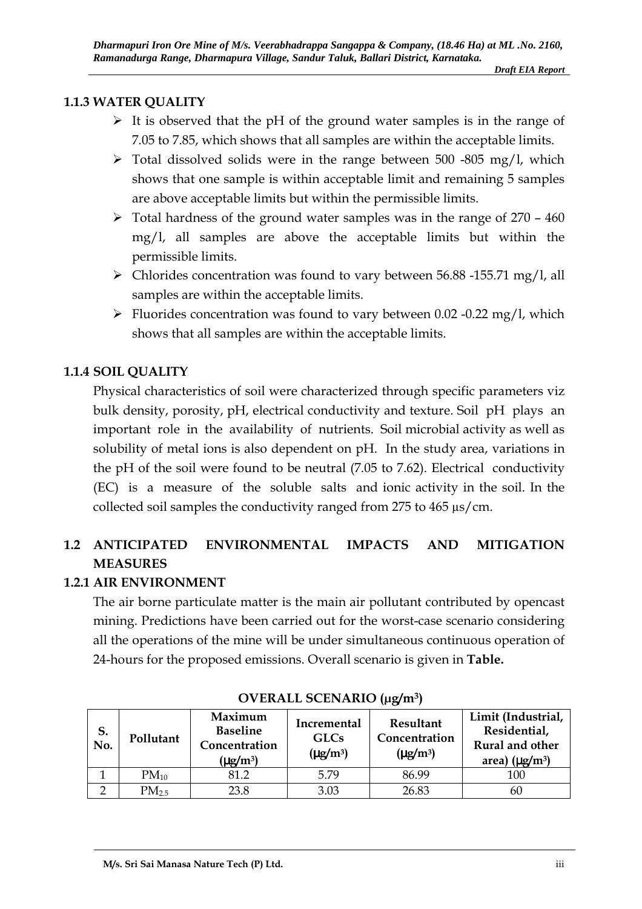### 1.1.3 WATER QUALITY

- It is observed that the pH of the ground water samples is in the range of 7.05 to 7.85, which shows that all samples are within the acceptable limits.
- Total dissolved solids were in the range between 500 -805 mg/l, which shows that one sample is within acceptable limit and remaining 5 samples are above acceptable limits but within the permissible limits.
- Total hardness of the ground water samples was in the range of 270 – 460 mg/l, all samples are above the acceptable limits but within the permissible limits.
- Chlorides concentration was found to vary between 56.88 -155.71 mg/l, all samples are within the acceptable limits.
- Fluorides concentration was found to vary between 0.02 -0.22 mg/l, which shows that all samples are within the acceptable limits.

### 1.1.4 SOIL QUALITY

Physical characteristics of soil were characterized through specific parameters viz bulk density, porosity, pH, electrical conductivity and texture. Soil pH plays an important role in the availability of nutrients. Soil microbial activity as well as solubility of metal ions is also dependent on pH. In the study area, variations in the pH of the soil were found to be neutral (7.05 to 7.62). Electrical conductivity (EC) is a measure of the soluble salts and ionic activity in the soil. In the collected soil samples the conductivity ranged from 275 to 465 µs/cm.

## 1.2 ANTICIPATED ENVIRONMENTAL IMPACTS AND MITIGATION MEASURES

### 1.2.1 AIR ENVIRONMENT

The air borne particulate matter is the main air pollutant contributed by opencast mining. Predictions have been carried out for the worst-case scenario considering all the operations of the mine will be under simultaneous continuous operation of 24-hours for the proposed emissions. Overall scenario is given in **Table.**

**OVERALL SCENARIO (µg/m³)**

| S. No. | Pollutant | Maximum Baseline Concentration (µg/m³) | Incremental GLCs (µg/m³) | Resultant Concentration (µg/m³) | Limit (Industrial, Residential, Rural and other area) (µg/m³) |
|---|---|---|---|---|---|
| 1 | $PM_{10}$ | 81.2 | 5.79 | 86.99 | 100 |
| 2 | $PM_{2.5}$ | 23.8 | 3.03 | 26.83 | 60 |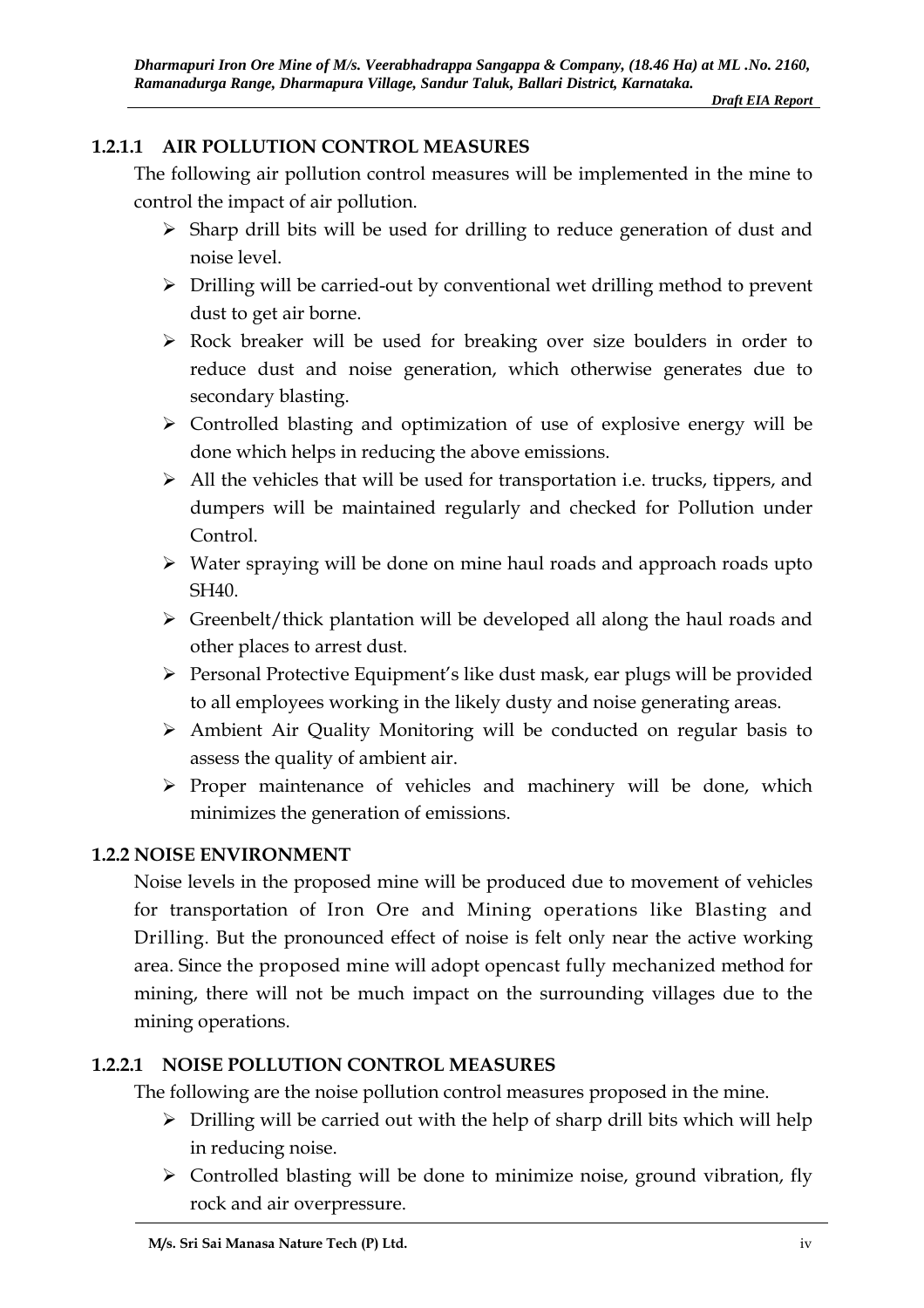#### 1.2.1.1 AIR POLLUTION CONTROL MEASURES

The following air pollution control measures will be implemented in the mine to control the impact of air pollution.

- Sharp drill bits will be used for drilling to reduce generation of dust and noise level.
- Drilling will be carried-out by conventional wet drilling method to prevent dust to get air borne.
- Rock breaker will be used for breaking over size boulders in order to reduce dust and noise generation, which otherwise generates due to secondary blasting.
- Controlled blasting and optimization of use of explosive energy will be done which helps in reducing the above emissions.
- All the vehicles that will be used for transportation i.e. trucks, tippers, and dumpers will be maintained regularly and checked for Pollution under Control.
- Water spraying will be done on mine haul roads and approach roads upto SH40.
- Greenbelt/thick plantation will be developed all along the haul roads and other places to arrest dust.
- Personal Protective Equipment's like dust mask, ear plugs will be provided to all employees working in the likely dusty and noise generating areas.
- Ambient Air Quality Monitoring will be conducted on regular basis to assess the quality of ambient air.
- Proper maintenance of vehicles and machinery will be done, which minimizes the generation of emissions.

### 1.2.2 NOISE ENVIRONMENT

Noise levels in the proposed mine will be produced due to movement of vehicles for transportation of Iron Ore and Mining operations like Blasting and Drilling. But the pronounced effect of noise is felt only near the active working area. Since the proposed mine will adopt opencast fully mechanized method for mining, there will not be much impact on the surrounding villages due to the mining operations.

#### 1.2.2.1 NOISE POLLUTION CONTROL MEASURES

The following are the noise pollution control measures proposed in the mine.

- Drilling will be carried out with the help of sharp drill bits which will help in reducing noise.
- Controlled blasting will be done to minimize noise, ground vibration, fly rock and air overpressure.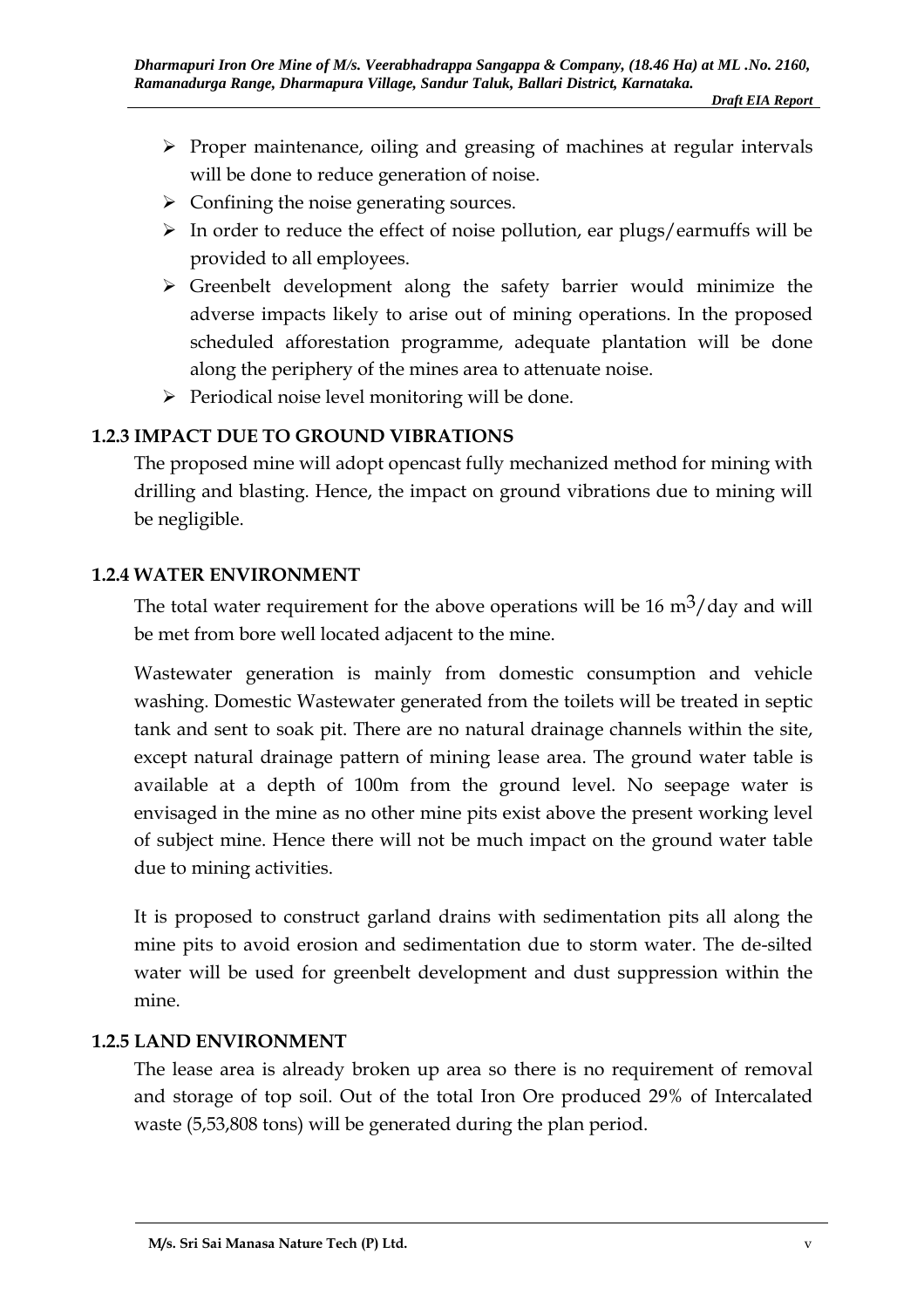- Proper maintenance, oiling and greasing of machines at regular intervals will be done to reduce generation of noise.
- Confining the noise generating sources.
- In order to reduce the effect of noise pollution, ear plugs/earmuffs will be provided to all employees.
- Greenbelt development along the safety barrier would minimize the adverse impacts likely to arise out of mining operations. In the proposed scheduled afforestation programme, adequate plantation will be done along the periphery of the mines area to attenuate noise.
- Periodical noise level monitoring will be done.

### 1.2.3 IMPACT DUE TO GROUND VIBRATIONS

The proposed mine will adopt opencast fully mechanized method for mining with drilling and blasting. Hence, the impact on ground vibrations due to mining will be negligible.

### 1.2.4 WATER ENVIRONMENT

The total water requirement for the above operations will be 16 $m^3$/day and will be met from bore well located adjacent to the mine.

Wastewater generation is mainly from domestic consumption and vehicle washing. Domestic Wastewater generated from the toilets will be treated in septic tank and sent to soak pit. There are no natural drainage channels within the site, except natural drainage pattern of mining lease area. The ground water table is available at a depth of 100m from the ground level. No seepage water is envisaged in the mine as no other mine pits exist above the present working level of subject mine. Hence there will not be much impact on the ground water table due to mining activities.

It is proposed to construct garland drains with sedimentation pits all along the mine pits to avoid erosion and sedimentation due to storm water. The de-silted water will be used for greenbelt development and dust suppression within the mine.

### 1.2.5 LAND ENVIRONMENT

The lease area is already broken up area so there is no requirement of removal and storage of top soil. Out of the total Iron Ore produced 29% of Intercalated waste (5,53,808 tons) will be generated during the plan period.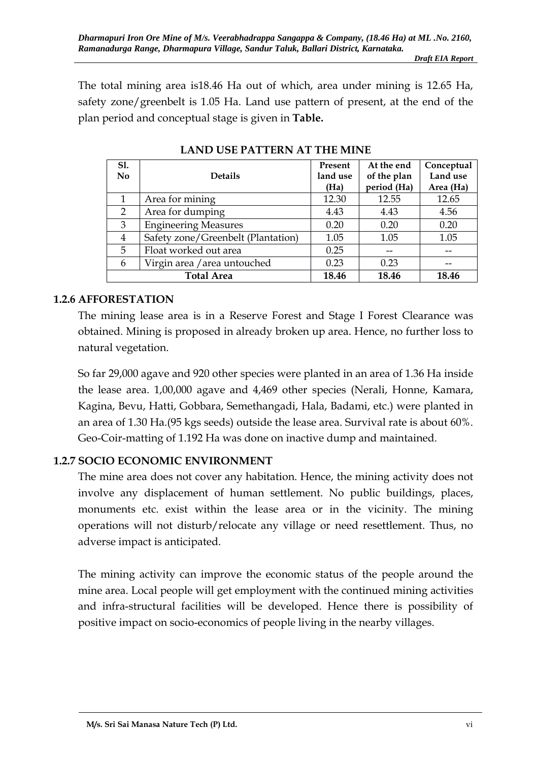The total mining area is18.46 Ha out of which, area under mining is 12.65 Ha, safety zone/greenbelt is 1.05 Ha. Land use pattern of present, at the end of the plan period and conceptual stage is given in **Table.**

**LAND USE PATTERN AT THE MINE**

| Sl. No | Details | Present land use (Ha) | At the end of the plan period (Ha) | Conceptual Land use Area (Ha) |
|---|---|---|---|---|
| 1 | Area for mining | 12.30 | 12.55 | 12.65 |
| 2 | Area for dumping | 4.43 | 4.43 | 4.56 |
| 3 | Engineering Measures | 0.20 | 0.20 | 0.20 |
| 4 | Safety zone/Greenbelt (Plantation) | 1.05 | 1.05 | 1.05 |
| 5 | Float worked out area | 0.25 | -- | -- |
| 6 | Virgin area /area untouched | 0.23 | 0.23 | -- |
| **Total Area** | | **18.46** | **18.46** | **18.46** |

### 1.2.6 AFFORESTATION

The mining lease area is in a Reserve Forest and Stage I Forest Clearance was obtained. Mining is proposed in already broken up area. Hence, no further loss to natural vegetation.

So far 29,000 agave and 920 other species were planted in an area of 1.36 Ha inside the lease area. 1,00,000 agave and 4,469 other species (Nerali, Honne, Kamara, Kagina, Bevu, Hatti, Gobbara, Semethangadi, Hala, Badami, etc.) were planted in an area of 1.30 Ha.(95 kgs seeds) outside the lease area. Survival rate is about 60%. Geo-Coir-matting of 1.192 Ha was done on inactive dump and maintained.

### 1.2.7 SOCIO ECONOMIC ENVIRONMENT

The mine area does not cover any habitation. Hence, the mining activity does not involve any displacement of human settlement. No public buildings, places, monuments etc. exist within the lease area or in the vicinity. The mining operations will not disturb/relocate any village or need resettlement. Thus, no adverse impact is anticipated.

The mining activity can improve the economic status of the people around the mine area. Local people will get employment with the continued mining activities and infra-structural facilities will be developed. Hence there is possibility of positive impact on socio-economics of people living in the nearby villages.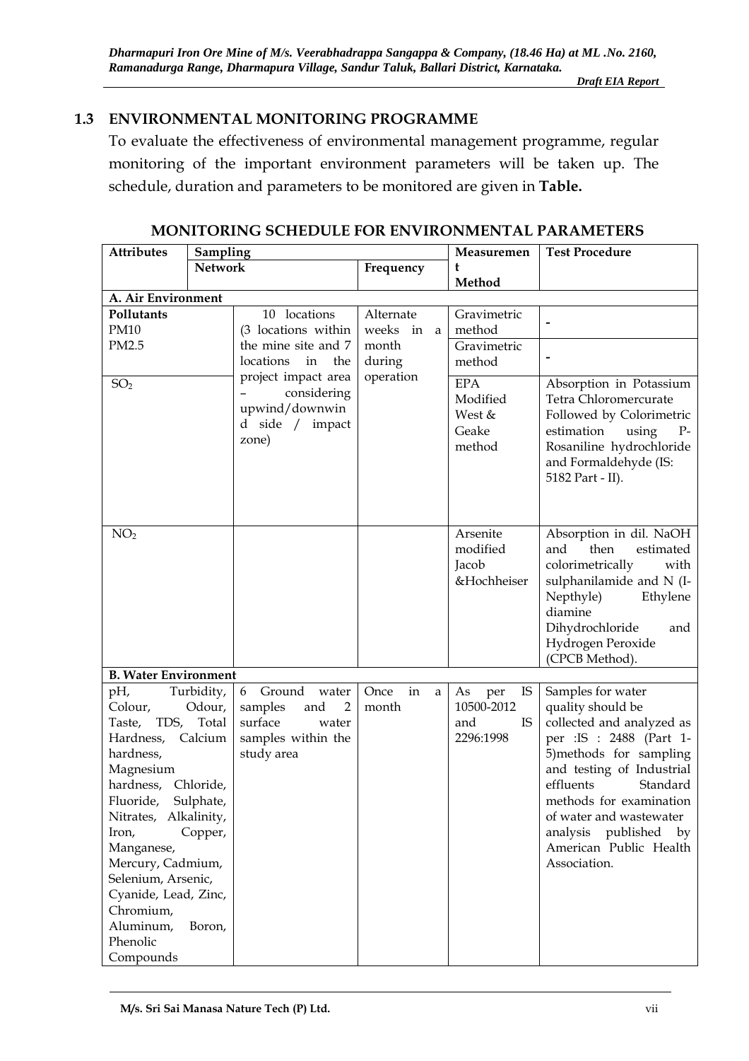## 1.3 ENVIRONMENTAL MONITORING PROGRAMME

To evaluate the effectiveness of environmental management programme, regular monitoring of the important environment parameters will be taken up. The schedule, duration and parameters to be monitored are given in **Table.**

### MONITORING SCHEDULE FOR ENVIRONMENTAL PARAMETERS

| Attributes | Sampling | | Measurement Method | Test Procedure |
|---|---|---|---|---|
| | Network | Frequency | | |
| **A. Air Environment** | | | | |
| **Pollutants** PM10 | 10 locations (3 locations within the mine site and 7 locations in the project impact area – considering upwind/downwind side / impact zone) | Alternate weeks in a month during operation | Gravimetric method | - |
| PM2.5 | | | Gravimetric method | - |
| $SO_2$ | | | EPA Modified West & Geake method | Absorption in Potassium Tetra Chloromercurate Followed by Colorimetric estimation using P-Rosaniline hydrochloride and Formaldehyde (IS: 5182 Part - II). |
| $NO_2$ | | | Arsenite modified Jacob &Hochheiser | Absorption in dil. NaOH and then estimated colorimetrically with sulphanilamide and N (I-Nepthyle) Ethylene diamine Dihydrochloride and Hydrogen Peroxide (CPCB Method). |
| **B. Water Environment** | | | | |
| pH, Turbidity, Colour, Odour, Taste, TDS, Total Hardness, Calcium hardness, Magnesium hardness, Chloride, Fluoride, Sulphate, Nitrates, Alkalinity, Iron, Copper, Manganese, Mercury, Cadmium, Selenium, Arsenic, Cyanide, Lead, Zinc, Chromium, Aluminum, Boron, Phenolic Compounds | 6 Ground water samples and 2 surface water samples within the study area | Once in a month | As per IS 10500-2012 and IS 2296:1998 | Samples for water quality should be collected and analyzed as per :IS : 2488 (Part 1-5)methods for sampling and testing of Industrial effluents Standard methods for examination of water and wastewater analysis published by American Public Health Association. |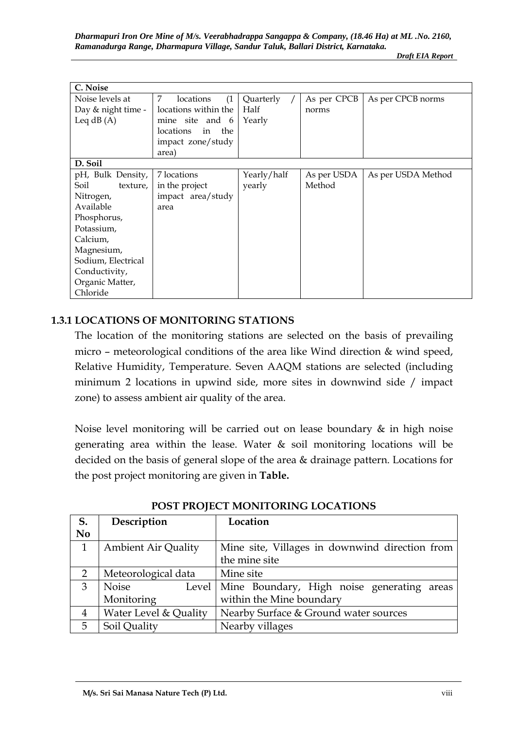| C. Noise | | | | |
|---|---|---|---|---|
| Noise levels at Day & night time - Leq dB (A) | 7 locations (1 locations within the mine site and 6 locations in the impact zone/study area) | Quarterly / Half Yearly | As per CPCB norms | As per CPCB norms |
| **D. Soil** | | | | |
| pH, Bulk Density, Soil texture, Nitrogen, Available Phosphorus, Potassium, Calcium, Magnesium, Sodium, Electrical Conductivity, Organic Matter, Chloride | 7 locations in the project impact area/study area | Yearly/half yearly | As per USDA Method | As per USDA Method |

### 1.3.1 LOCATIONS OF MONITORING STATIONS

The location of the monitoring stations are selected on the basis of prevailing micro – meteorological conditions of the area like Wind direction & wind speed, Relative Humidity, Temperature. Seven AAQM stations are selected (including minimum 2 locations in upwind side, more sites in downwind side / impact zone) to assess ambient air quality of the area.

Noise level monitoring will be carried out on lease boundary & in high noise generating area within the lease. Water & soil monitoring locations will be decided on the basis of general slope of the area & drainage pattern. Locations for the post project monitoring are given in **Table.**

**POST PROJECT MONITORING LOCATIONS**

| S. No | Description | Location |
|---|---|---|
| 1 | Ambient Air Quality | Mine site, Villages in downwind direction from the mine site |
| 2 | Meteorological data | Mine site |
| 3 | Noise Level Monitoring | Mine Boundary, High noise generating areas within the Mine boundary |
| 4 | Water Level & Quality | Nearby Surface & Ground water sources |
| 5 | Soil Quality | Nearby villages |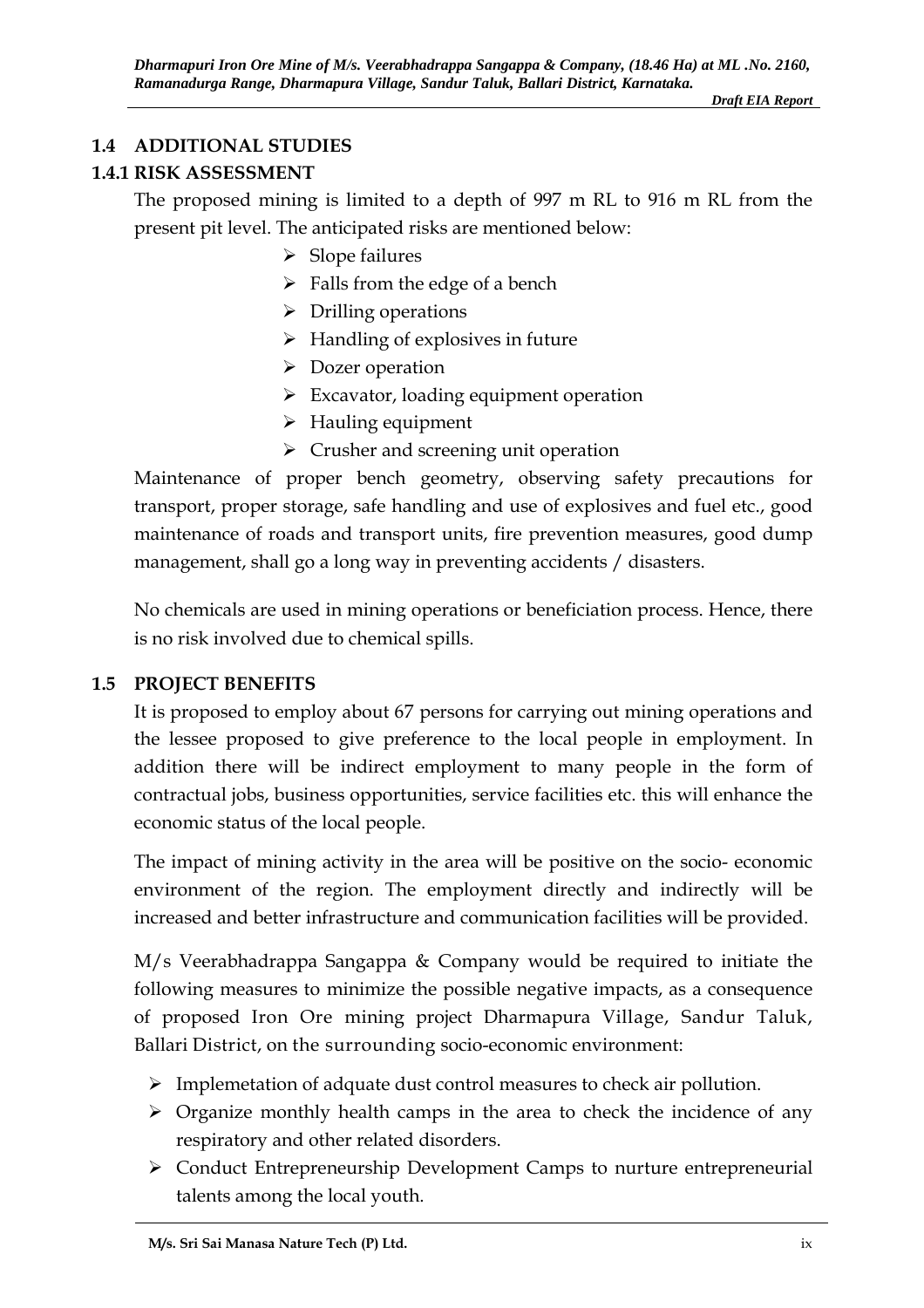## 1.4 ADDITIONAL STUDIES

### 1.4.1 RISK ASSESSMENT

The proposed mining is limited to a depth of 997 m RL to 916 m RL from the present pit level. The anticipated risks are mentioned below:

- Slope failures
- Falls from the edge of a bench
- Drilling operations
- Handling of explosives in future
- Dozer operation
- Excavator, loading equipment operation
- Hauling equipment
- Crusher and screening unit operation

Maintenance of proper bench geometry, observing safety precautions for transport, proper storage, safe handling and use of explosives and fuel etc., good maintenance of roads and transport units, fire prevention measures, good dump management, shall go a long way in preventing accidents / disasters.

No chemicals are used in mining operations or beneficiation process. Hence, there is no risk involved due to chemical spills.

## 1.5 PROJECT BENEFITS

It is proposed to employ about 67 persons for carrying out mining operations and the lessee proposed to give preference to the local people in employment. In addition there will be indirect employment to many people in the form of contractual jobs, business opportunities, service facilities etc. this will enhance the economic status of the local people.

The impact of mining activity in the area will be positive on the socio- economic environment of the region. The employment directly and indirectly will be increased and better infrastructure and communication facilities will be provided.

M/s Veerabhadrappa Sangappa & Company would be required to initiate the following measures to minimize the possible negative impacts, as a consequence of proposed Iron Ore mining project Dharmapura Village, Sandur Taluk, Ballari District, on the surrounding socio-economic environment:

- Implemetation of adquate dust control measures to check air pollution.
- Organize monthly health camps in the area to check the incidence of any respiratory and other related disorders.
- Conduct Entrepreneurship Development Camps to nurture entrepreneurial talents among the local youth.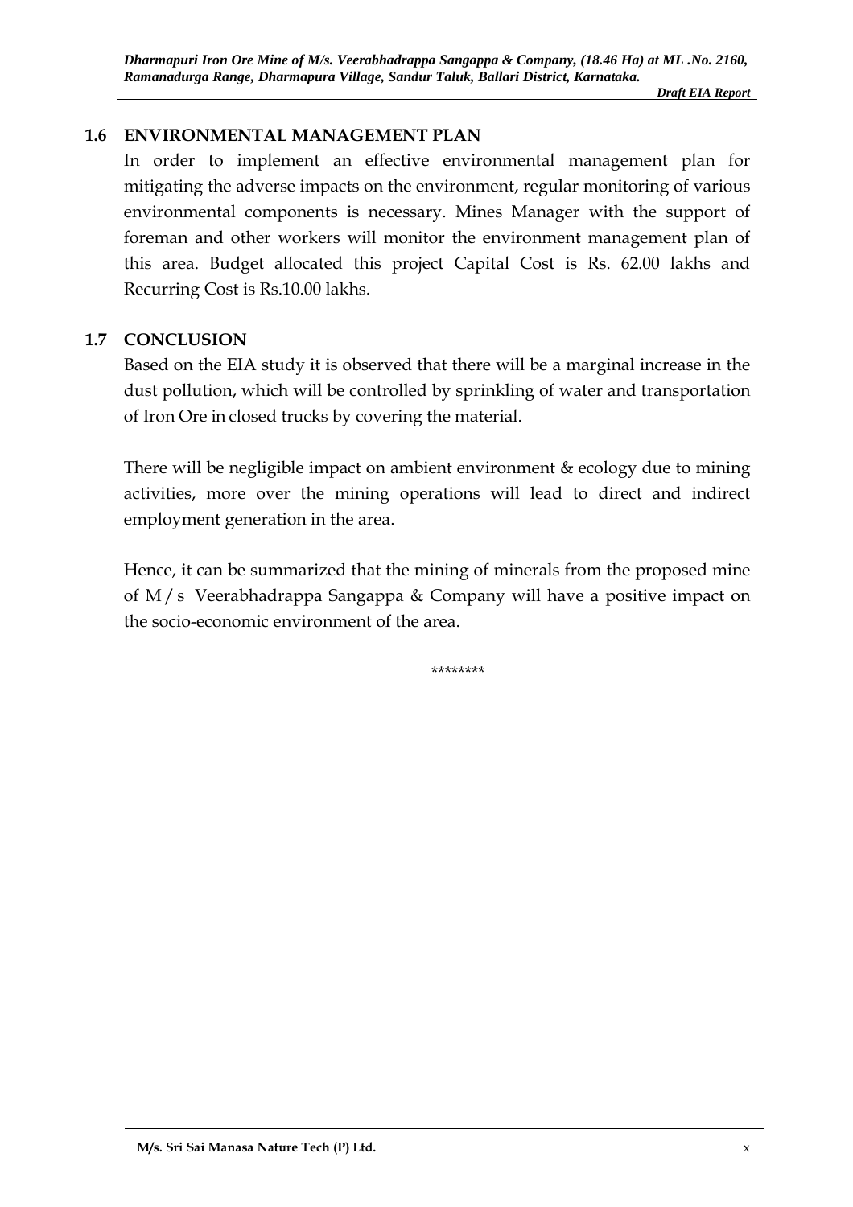## 1.6 ENVIRONMENTAL MANAGEMENT PLAN

In order to implement an effective environmental management plan for mitigating the adverse impacts on the environment, regular monitoring of various environmental components is necessary. Mines Manager with the support of foreman and other workers will monitor the environment management plan of this area. Budget allocated this project Capital Cost is Rs. 62.00 lakhs and Recurring Cost is Rs.10.00 lakhs.

## 1.7 CONCLUSION

Based on the EIA study it is observed that there will be a marginal increase in the dust pollution, which will be controlled by sprinkling of water and transportation of Iron Ore in closed trucks by covering the material.

There will be negligible impact on ambient environment & ecology due to mining activities, more over the mining operations will lead to direct and indirect employment generation in the area.

Hence, it can be summarized that the mining of minerals from the proposed mine of M/s Veerabhadrappa Sangappa & Company will have a positive impact on the socio-economic environment of the area.

********